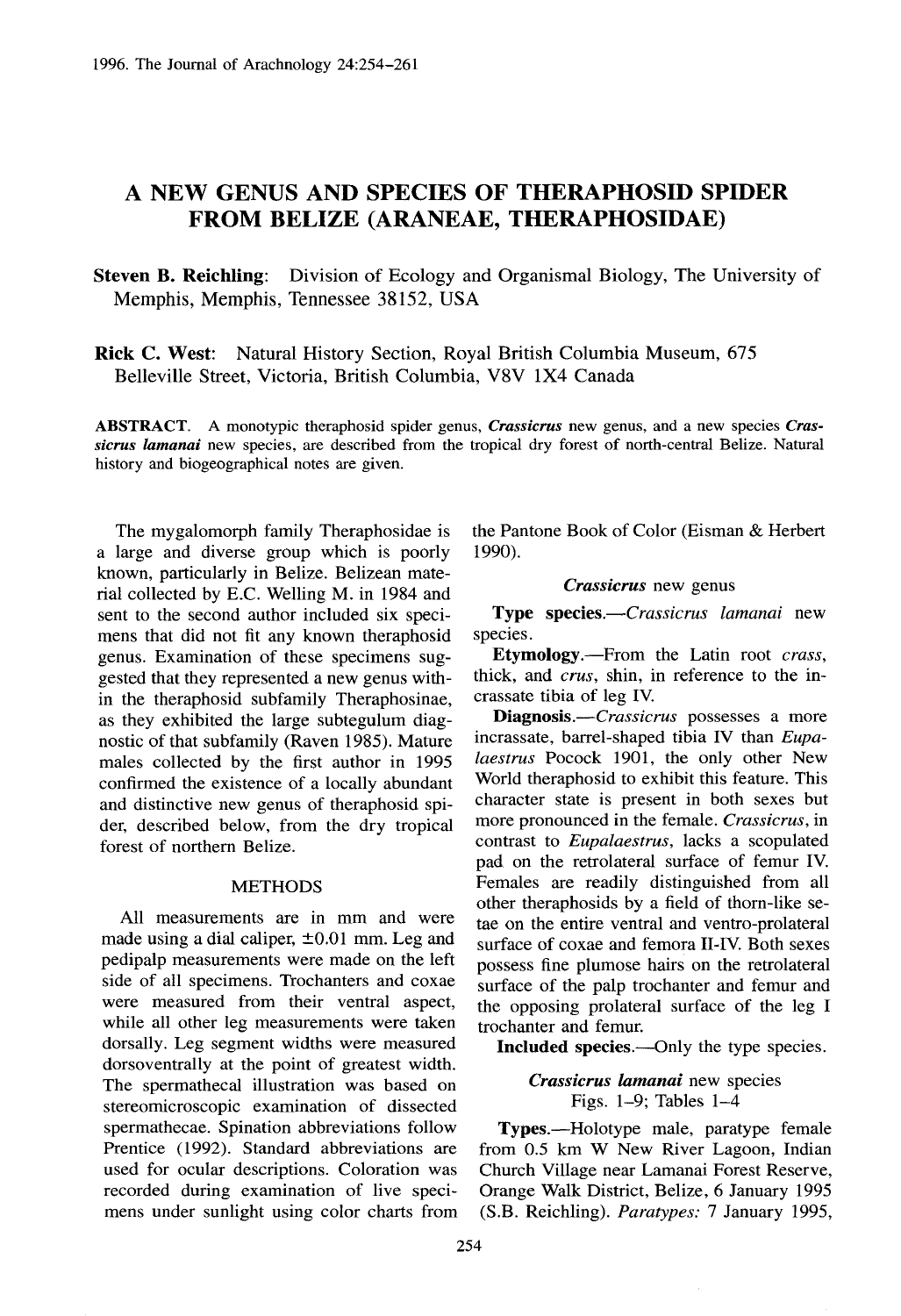# A NEW GENUS AND SPECIES OF THERAPHOSID SPIDER FROM BELIZE (ARANEAE, THERAPHOSIDAE)

**Steven B. Reichling**: Division of Ecology and Organismal Biology, The University of Memphis, Memphis, Tennessee 38152, USA

**Rick C. West**: Natural History Section, Royal British Columbia Museum, 675 Belleville Street, Victoria, British Columbia, V8V 1X4 Canada

ABSTRACT. A monotypic theraphosid spider genus, ***Crassicrus*** new genus, and a new species ***Crassicrus lamanai*** new species, are described from the tropical dry forest of north-central Belize. Natural history and biogeographical notes are given.

The mygalomorph family Theraphosidae is a large and diverse group which is poorly known, particularly in Belize. Belizean material collected by E.C. Welling M. in 1984 and sent to the second author included six specimens that did not fit any known theraphosid genus. Examination of these specimens suggested that they represented a new genus within the theraphosid subfamily Theraphosinae, as they exhibited the large subtegulum diagnostic of that subfamily (Raven 1985). Mature males collected by the first author in 1995 confirmed the existence of a locally abundant and distinctive new genus of theraphosid spider, described below, from the dry tropical forest of northern Belize.

## METHODS

All measurements are in mm and were made using a dial caliper, ±0.01 mm. Leg and pedipalp measurements were made on the left side of all specimens. Trochanters and coxae were measured from their ventral aspect, while all other leg measurements were taken dorsally. Leg segment widths were measured dorsoventrally at the point of greatest width. The spermathecal illustration was based on stereomicroscopic examination of dissected spermathecae. Spination abbreviations follow Prentice (1992). Standard abbreviations are used for ocular descriptions. Coloration was recorded during examination of live specimens under sunlight using color charts from the Pantone Book of Color (Eisman & Herbert 1990).

### *Crassicrus* new genus

**Type species.**—*Crassicrus lamanai* new species.

**Etymology.**—From the Latin root *crass*, thick, and *crus*, shin, in reference to the incrassate tibia of leg IV.

**Diagnosis.**—*Crassicrus* possesses a more incrassate, barrel-shaped tibia IV than *Eupalaestrus* Pocock 1901, the only other New World theraphosid to exhibit this feature. This character state is present in both sexes but more pronounced in the female. *Crassicrus*, in contrast to *Eupalaestrus*, lacks a scopulated pad on the retrolateral surface of femur IV. Females are readily distinguished from all other theraphosids by a field of thorn-like setae on the entire ventral and ventro-prolateral surface of coxae and femora II-IV. Both sexes possess fine plumose hairs on the retrolateral surface of the palp trochanter and femur and the opposing prolateral surface of the leg I trochanter and femur.

**Included species.**—Only the type species.

### *Crassicrus lamanai* new species

Figs. 1–9; Tables 1–4

**Types.**—Holotype male, paratype female from 0.5 km W New River Lagoon, Indian Church Village near Lamanai Forest Reserve, Orange Walk District, Belize, 6 January 1995 (S.B. Reichling). *Paratypes:* 7 January 1995,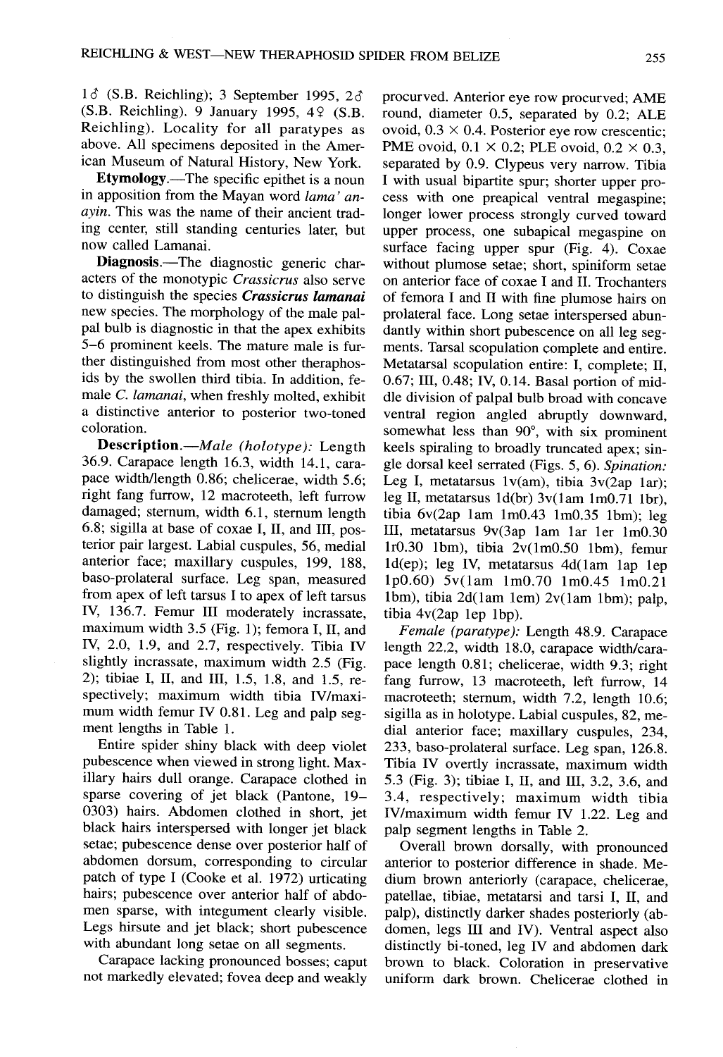1♂ (S.B. Reichling); 3 September 1995, 2♂ (S.B. Reichling). 9 January 1995, 4♀ (S.B. Reichling). Locality for all paratypes as above. All specimens deposited in the American Museum of Natural History, New York.

**Etymology.**—The specific epithet is a noun in apposition from the Mayan word *lama' anayin*. This was the name of their ancient trading center, still standing centuries later, but now called Lamanai.

**Diagnosis.**—The diagnostic generic characters of the monotypic *Crassicrus* also serve to distinguish the species ***Crassicrus lamanai*** new species. The morphology of the male palpal bulb is diagnostic in that the apex exhibits 5–6 prominent keels. The mature male is further distinguished from most other theraphosids by the swollen third tibia. In addition, female *C. lamanai*, when freshly molted, exhibit a distinctive anterior to posterior two-toned coloration.

**Description.**—*Male (holotype):* Length 36.9. Carapace length 16.3, width 14.1, carapace width/length 0.86; chelicerae, width 5.6; right fang furrow, 12 macroteeth, left furrow damaged; sternum, width 6.1, sternum length 6.8; sigilla at base of coxae I, II, and III, posterior pair largest. Labial cuspules, 56, medial anterior face; maxillary cuspules, 199, 188, baso-prolateral surface. Leg span, measured from apex of left tarsus I to apex of left tarsus IV, 136.7. Femur III moderately incrassate, maximum width 3.5 (Fig. 1); femora I, II, and IV, 2.0, 1.9, and 2.7, respectively. Tibia IV slightly incrassate, maximum width 2.5 (Fig. 2); tibiae I, II, and III, 1.5, 1.8, and 1.5, respectively; maximum width tibia IV/maximum width femur IV 0.81. Leg and palp segment lengths in Table 1.

Entire spider shiny black with deep violet pubescence when viewed in strong light. Maxillary hairs dull orange. Carapace clothed in sparse covering of jet black (Pantone, 19–0303) hairs. Abdomen clothed in short, jet black hairs interspersed with longer jet black setae; pubescence dense over posterior half of abdomen dorsum, corresponding to circular patch of type I (Cooke et al. 1972) urticating hairs; pubescence over anterior half of abdomen sparse, with integument clearly visible. Legs hirsute and jet black; short pubescence with abundant long setae on all segments.

Carapace lacking pronounced bosses; caput not markedly elevated; fovea deep and weakly procurved. Anterior eye row procurved; AME round, diameter 0.5, separated by 0.2; ALE ovoid, 0.3 × 0.4. Posterior eye row crescentic; PME ovoid, 0.1 × 0.2; PLE ovoid, 0.2 × 0.3, separated by 0.9. Clypeus very narrow. Tibia I with usual bipartite spur; shorter upper process with one preapical ventral megaspine; longer lower process strongly curved toward upper process, one subapical megaspine on surface facing upper spur (Fig. 4). Coxae without plumose setae; short, spiniform setae on anterior face of coxae I and II. Trochanters of femora I and II with fine plumose hairs on prolateral face. Long setae interspersed abundantly within short pubescence on all leg segments. Tarsal scopulation complete and entire. Metatarsal scopulation entire: I, complete; II, 0.67; III, 0.48; IV, 0.14. Basal portion of middle division of palpal bulb broad with concave ventral region angled abruptly downward, somewhat less than 90°, with six prominent keels spiraling to broadly truncated apex; single dorsal keel serrated (Figs. 5, 6). *Spination:* Leg I, metatarsus 1v(am), tibia 3v(2ap 1ar); leg II, metatarsus 1d(br) 3v(1am 1m0.71 1br), tibia 6v(2ap 1am 1m0.43 1m0.35 1bm); leg III, metatarsus 9v(3ap 1am 1ar 1er 1m0.30 1r0.30 1bm), tibia 2v(1m0.50 1bm), femur 1d(ep); leg IV, metatarsus 4d(1am 1ap 1ep 1p0.60) 5v(1am 1m0.70 1m0.45 1m0.21 1bm), tibia 2d(1am 1em) 2v(1am 1bm); palp, tibia 4v(2ap 1ep 1bp).

*Female (paratype):* Length 48.9. Carapace length 22.2, width 18.0, carapace width/carapace length 0.81; chelicerae, width 9.3; right fang furrow, 13 macroteeth, left furrow, 14 macroteeth; sternum, width 7.2, length 10.6; sigilla as in holotype. Labial cuspules, 82, medial anterior face; maxillary cuspules, 234, 233, baso-prolateral surface. Leg span, 126.8. Tibia IV overtly incrassate, maximum width 5.3 (Fig. 3); tibiae I, II, and III, 3.2, 3.6, and 3.4, respectively; maximum width tibia IV/maximum width femur IV 1.22. Leg and palp segment lengths in Table 2.

Overall brown dorsally, with pronounced anterior to posterior difference in shade. Medium brown anteriorly (carapace, chelicerae, patellae, tibiae, metatarsi and tarsi I, II, and palp), distinctly darker shades posteriorly (abdomen, legs III and IV). Ventral aspect also distinctly bi-toned, leg IV and abdomen dark brown to black. Coloration in preservative uniform dark brown. Chelicerae clothed in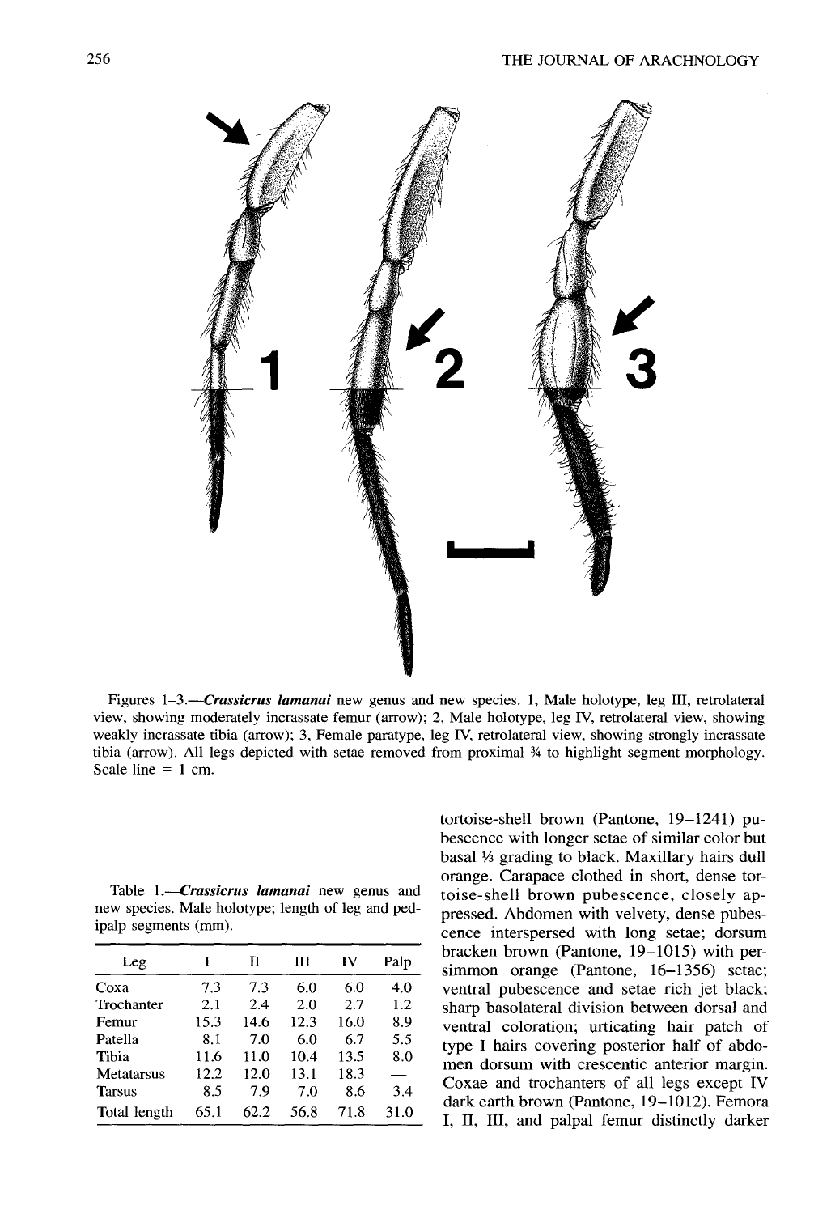Figures 1–3.—***Crassicrus lamanai*** new genus and new species. 1, Male holotype, leg III, retrolateral view, showing moderately incrassate femur (arrow); 2, Male holotype, leg IV, retrolateral view, showing weakly incrassate tibia (arrow); 3, Female paratype, leg IV, retrolateral view, showing strongly incrassate tibia (arrow). All legs depicted with setae removed from proximal ¾ to highlight segment morphology. Scale line = 1 cm.

Table 1.—***Crassicrus lamanai*** new genus and new species. Male holotype; length of leg and pedipalp segments (mm).

| Leg | I | II | III | IV | Palp |
|---|---|---|---|---|---|
| Coxa | 7.3 | 7.3 | 6.0 | 6.0 | 4.0 |
| Trochanter | 2.1 | 2.4 | 2.0 | 2.7 | 1.2 |
| Femur | 15.3 | 14.6 | 12.3 | 16.0 | 8.9 |
| Patella | 8.1 | 7.0 | 6.0 | 6.7 | 5.5 |
| Tibia | 11.6 | 11.0 | 10.4 | 13.5 | 8.0 |
| Metatarsus | 12.2 | 12.0 | 13.1 | 18.3 | — |
| Tarsus | 8.5 | 7.9 | 7.0 | 8.6 | 3.4 |
| Total length | 65.1 | 62.2 | 56.8 | 71.8 | 31.0 |

tortoise-shell brown (Pantone, 19–1241) pubescence with longer setae of similar color but basal ⅓ grading to black. Maxillary hairs dull orange. Carapace clothed in short, dense tortoise-shell brown pubescence, closely appressed. Abdomen with velvety, dense pubescence interspersed with long setae; dorsum bracken brown (Pantone, 19–1015) with persimmon orange (Pantone, 16–1356) setae; ventral pubescence and setae rich jet black; sharp basolateral division between dorsal and ventral coloration; urticating hair patch of type I hairs covering posterior half of abdomen dorsum with crescentic anterior margin. Coxae and trochanters of all legs except IV dark earth brown (Pantone, 19–1012). Femora I, II, III, and palpal femur distinctly darker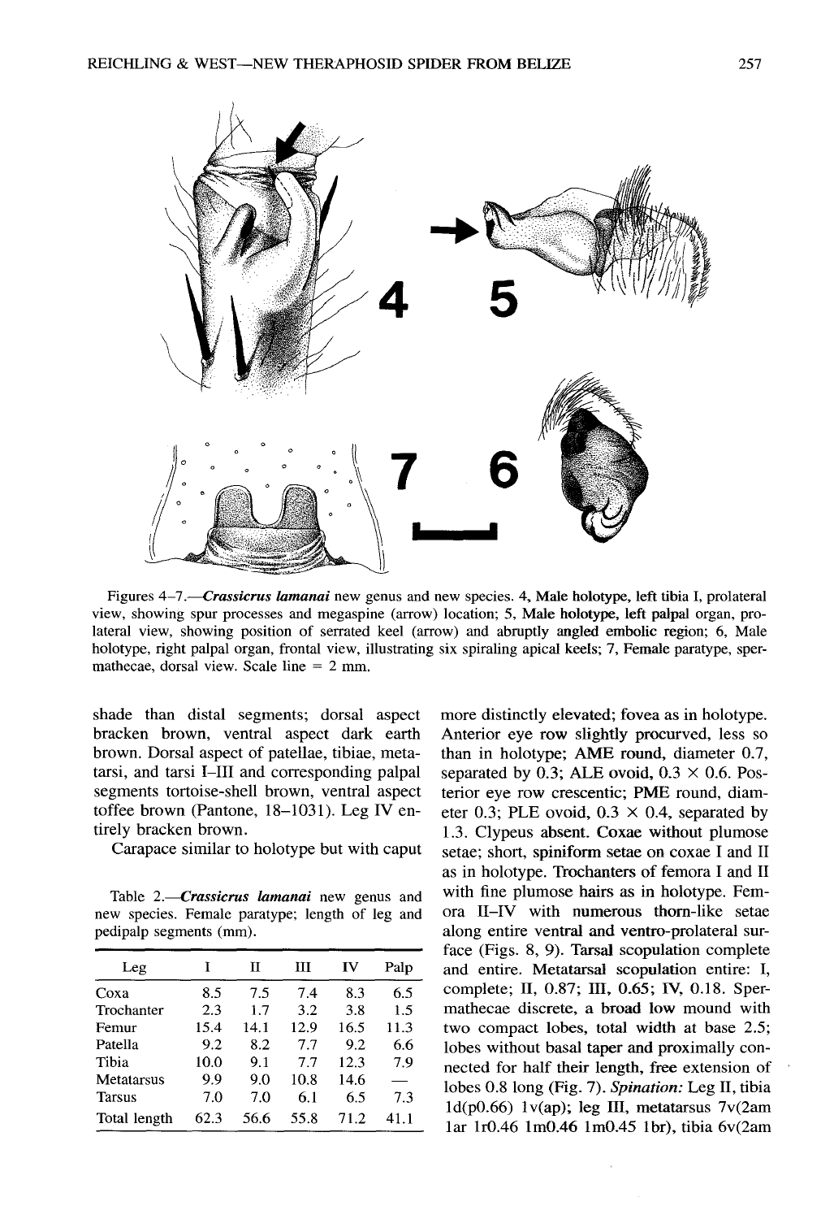Figures 4–7.—*Crassicrus lamanai* new genus and new species. 4, Male holotype, left tibia I, prolateral view, showing spur processes and megaspine (arrow) location; 5, Male holotype, left palpal organ, prolateral view, showing position of serrated keel (arrow) and abruptly angled embolic region; 6, Male holotype, right palpal organ, frontal view, illustrating six spiraling apical keels; 7, Female paratype, spermathecae, dorsal view. Scale line = 2 mm.

shade than distal segments; dorsal aspect bracken brown, ventral aspect dark earth brown. Dorsal aspect of patellae, tibiae, metatarsi, and tarsi I–III and corresponding palpal segments tortoise-shell brown, ventral aspect toffee brown (Pantone, 18–1031). Leg IV entirely bracken brown.

Carapace similar to holotype but with caput more distinctly elevated; fovea as in holotype. Anterior eye row slightly procurved, less so than in holotype; AME round, diameter 0.7, separated by 0.3; ALE ovoid, 0.3 × 0.6. Posterior eye row crescentic; PME round, diameter 0.3; PLE ovoid, 0.3 × 0.4, separated by 1.3. Clypeus absent. Coxae without plumose setae; short, spiniform setae on coxae I and II as in holotype. Trochanters of femora I and II with fine plumose hairs as in holotype. Femora II–IV with numerous thorn-like setae along entire ventral and ventro-prolateral surface (Figs. 8, 9). Tarsal scopulation complete and entire. Metatarsal scopulation entire: I, complete; II, 0.87; III, 0.65; IV, 0.18. Spermathecae discrete, a broad low mound with two compact lobes, total width at base 2.5; lobes without basal taper and proximally connected for half their length, free extension of lobes 0.8 long (Fig. 7). *Spination:* Leg II, tibia 1d(p0.66) 1v(ap); leg III, metatarsus 7v(2am 1ar 1r0.46 1m0.46 1m0.45 1br), tibia 6v(2am

Table 2.—*Crassicrus lamanai* new genus and new species. Female paratype; length of leg and pedipalp segments (mm).

| Leg | I | II | III | IV | Palp |
|---|---|---|---|---|---|
| Coxa | 8.5 | 7.5 | 7.4 | 8.3 | 6.5 |
| Trochanter | 2.3 | 1.7 | 3.2 | 3.8 | 1.5 |
| Femur | 15.4 | 14.1 | 12.9 | 16.5 | 11.3 |
| Patella | 9.2 | 8.2 | 7.7 | 9.2 | 6.6 |
| Tibia | 10.0 | 9.1 | 7.7 | 12.3 | 7.9 |
| Metatarsus | 9.9 | 9.0 | 10.8 | 14.6 | — |
| Tarsus | 7.0 | 7.0 | 6.1 | 6.5 | 7.3 |
| Total length | 62.3 | 56.6 | 55.8 | 71.2 | 41.1 |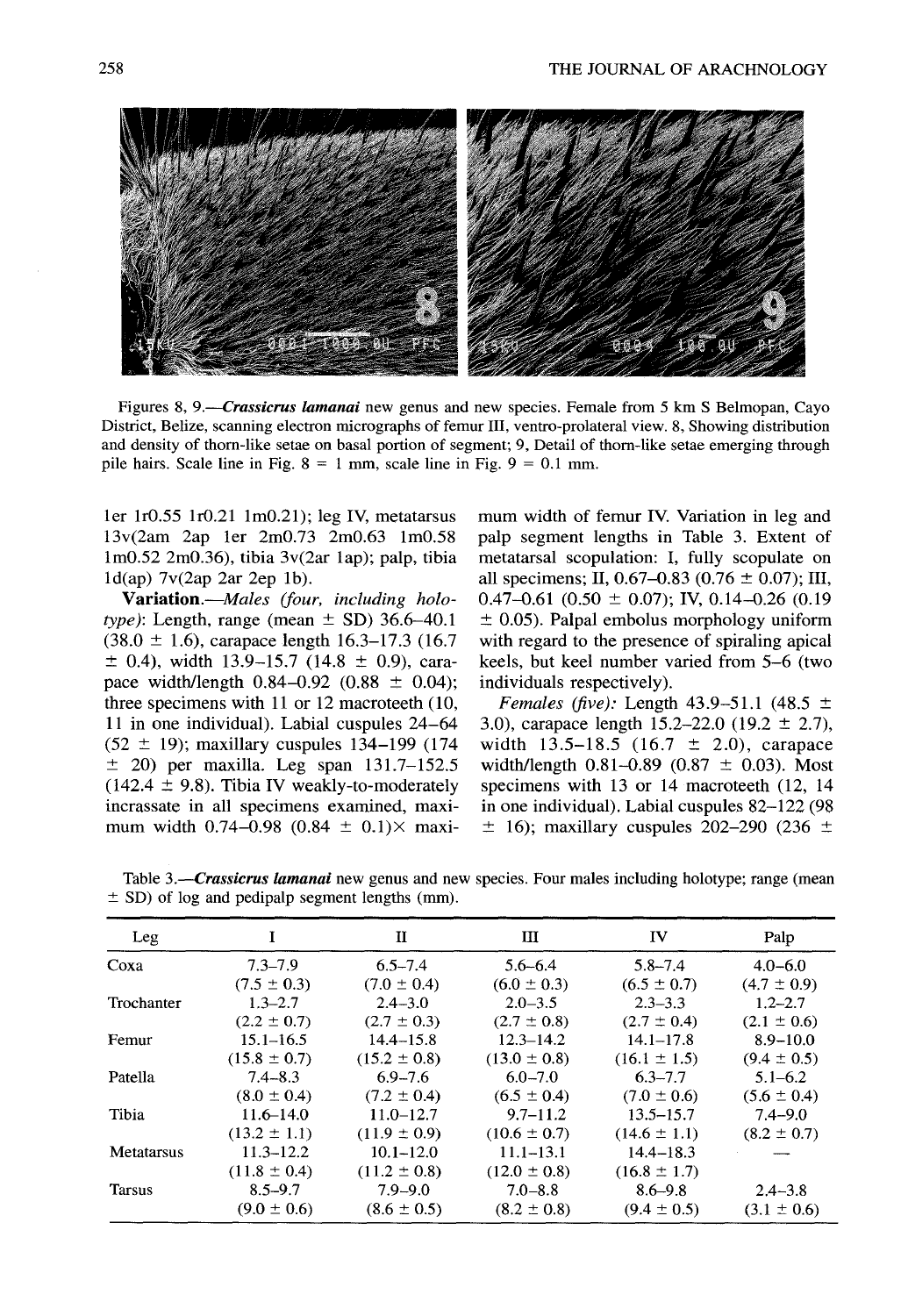Figures 8, 9.—***Crassicrus lamanai*** new genus and new species. Female from 5 km S Belmopan, Cayo District, Belize, scanning electron micrographs of femur III, ventro-prolateral view. 8, Showing distribution and density of thorn-like setae on basal portion of segment; 9, Detail of thorn-like setae emerging through pile hairs. Scale line in Fig. 8 = 1 mm, scale line in Fig. 9 = 0.1 mm.

1er 1r0.55 1r0.21 1m0.21); leg IV, metatarsus 13v(2am 2ap 1er 2m0.73 2m0.63 1m0.58 1m0.52 2m0.36), tibia 3v(2ar 1ap); palp, tibia 1d(ap) 7v(2ap 2ar 2ep 1b).

**Variation.**—*Males (four, including holotype)*: Length, range (mean ± SD) 36.6–40.1 (38.0 ± 1.6), carapace length 16.3–17.3 (16.7 ± 0.4), width 13.9–15.7 (14.8 ± 0.9), carapace width/length 0.84–0.92 (0.88 ± 0.04); three specimens with 11 or 12 macroteeth (10, 11 in one individual). Labial cuspules 24–64 (52 ± 19); maxillary cuspules 134–199 (174 ± 20) per maxilla. Leg span 131.7–152.5 (142.4 ± 9.8). Tibia IV weakly-to-moderately incrassate in all specimens examined, maximum width 0.74–0.98 (0.84 ± 0.1)× maximum width of femur IV. Variation in leg and palp segment lengths in Table 3. Extent of metatarsal scopulation: I, fully scopulate on all specimens; II, 0.67–0.83 (0.76 ± 0.07); III, 0.47–0.61 (0.50 ± 0.07); IV, 0.14–0.26 (0.19 ± 0.05). Palpal embolus morphology uniform with regard to the presence of spiraling apical keels, but keel number varied from 5–6 (two individuals respectively).

*Females (five)*: Length 43.9–51.1 (48.5 ± 3.0), carapace length 15.2–22.0 (19.2 ± 2.7), width 13.5–18.5 (16.7 ± 2.0), carapace width/length 0.81–0.89 (0.87 ± 0.03). Most specimens with 13 or 14 macroteeth (12, 14 in one individual). Labial cuspules 82–122 (98 ± 16); maxillary cuspules 202–290 (236 ±

Table 3.—***Crassicrus lamanai*** new genus and new species. Four males including holotype; range (mean ± SD) of log and pedipalp segment lengths (mm).

| Leg | I | II | III | IV | Palp |
|---|---|---|---|---|---|
| Coxa | 7.3–7.9 (7.5 ± 0.3) | 6.5–7.4 (7.0 ± 0.4) | 5.6–6.4 (6.0 ± 0.3) | 5.8–7.4 (6.5 ± 0.7) | 4.0–6.0 (4.7 ± 0.9) |
| Trochanter | 1.3–2.7 (2.2 ± 0.7) | 2.4–3.0 (2.7 ± 0.3) | 2.0–3.5 (2.7 ± 0.8) | 2.3–3.3 (2.7 ± 0.4) | 1.2–2.7 (2.1 ± 0.6) |
| Femur | 15.1–16.5 (15.8 ± 0.7) | 14.4–15.8 (15.2 ± 0.8) | 12.3–14.2 (13.0 ± 0.8) | 14.1–17.8 (16.1 ± 1.5) | 8.9–10.0 (9.4 ± 0.5) |
| Patella | 7.4–8.3 (8.0 ± 0.4) | 6.9–7.6 (7.2 ± 0.4) | 6.0–7.0 (6.5 ± 0.4) | 6.3–7.7 (7.0 ± 0.6) | 5.1–6.2 (5.6 ± 0.4) |
| Tibia | 11.6–14.0 (13.2 ± 1.1) | 11.0–12.7 (11.9 ± 0.9) | 9.7–11.2 (10.6 ± 0.7) | 13.5–15.7 (14.6 ± 1.1) | 7.4–9.0 (8.2 ± 0.7) |
| Metatarsus | 11.3–12.2 (11.8 ± 0.4) | 10.1–12.0 (11.2 ± 0.8) | 11.1–13.1 (12.0 ± 0.8) | 14.4–18.3 (16.8 ± 1.7) | — |
| Tarsus | 8.5–9.7 (9.0 ± 0.6) | 7.9–9.0 (8.6 ± 0.5) | 7.0–8.8 (8.2 ± 0.8) | 8.6–9.8 (9.4 ± 0.5) | 2.4–3.8 (3.1 ± 0.6) |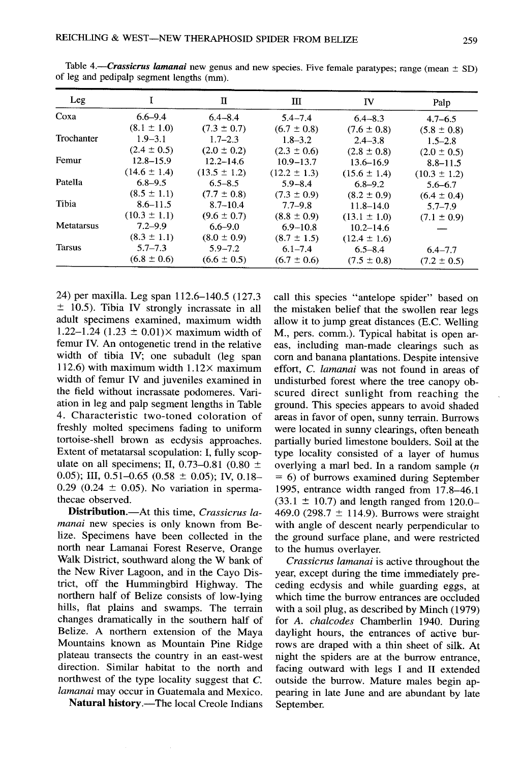Table 4.—***Crassicrus lamanai*** new genus and new species. Five female paratypes; range (mean ± SD) of leg and pedipalp segment lengths (mm).

| Leg | I | II | III | IV | Palp |
|---|---|---|---|---|---|
| Coxa | 6.6–9.4 (8.1 ± 1.0) | 6.4–8.4 (7.3 ± 0.7) | 5.4–7.4 (6.7 ± 0.8) | 6.4–8.3 (7.6 ± 0.8) | 4.7–6.5 (5.8 ± 0.8) |
| Trochanter | 1.9–3.1 (2.4 ± 0.5) | 1.7–2.3 (2.0 ± 0.2) | 1.8–3.2 (2.3 ± 0.6) | 2.4–3.8 (2.8 ± 0.8) | 1.5–2.8 (2.0 ± 0.5) |
| Femur | 12.8–15.9 (14.6 ± 1.4) | 12.2–14.6 (13.5 ± 1.2) | 10.9–13.7 (12.2 ± 1.3) | 13.6–16.9 (15.6 ± 1.4) | 8.8–11.5 (10.3 ± 1.2) |
| Patella | 6.8–9.5 (8.5 ± 1.1) | 6.5–8.5 (7.7 ± 0.8) | 5.9–8.4 (7.3 ± 0.9) | 6.8–9.2 (8.2 ± 0.9) | 5.6–6.7 (6.4 ± 0.4) |
| Tibia | 8.6–11.5 (10.3 ± 1.1) | 8.7–10.4 (9.6 ± 0.7) | 7.7–9.8 (8.8 ± 0.9) | 11.8–14.0 (13.1 ± 1.0) | 5.7–7.9 (7.1 ± 0.9) |
| Metatarsus | 7.2–9.9 (8.3 ± 1.1) | 6.6–9.0 (8.0 ± 0.9) | 6.9–10.8 (8.7 ± 1.5) | 10.2–14.6 (12.4 ± 1.6) | — |
| Tarsus | 5.7–7.3 (6.8 ± 0.6) | 5.9–7.2 (6.6 ± 0.5) | 6.1–7.4 (6.7 ± 0.6) | 6.5–8.4 (7.5 ± 0.8) | 6.4–7.7 (7.2 ± 0.5) |

24) per maxilla. Leg span 112.6–140.5 (127.3 ± 10.5). Tibia IV strongly incrassate in all adult specimens examined, maximum width 1.22–1.24 (1.23 ± 0.01)× maximum width of femur IV. An ontogenetic trend in the relative width of tibia IV; one subadult (leg span 112.6) with maximum width 1.12× maximum width of femur IV and juveniles examined in the field without incrassate podomeres. Variation in leg and palp segment lengths in Table 4. Characteristic two-toned coloration of freshly molted specimens fading to uniform tortoise-shell brown as ecdysis approaches. Extent of metatarsal scopulation: I, fully scopulate on all specimens; II, 0.73–0.81 (0.80 ± 0.05); III, 0.51–0.65 (0.58 ± 0.05); IV, 0.18–0.29 (0.24 ± 0.05). No variation in spermathecae observed.

**Distribution.**—At this time, *Crassicrus lamanai* new species is only known from Belize. Specimens have been collected in the north near Lamanai Forest Reserve, Orange Walk District, southward along the W bank of the New River Lagoon, and in the Cayo District, off the Hummingbird Highway. The northern half of Belize consists of low-lying hills, flat plains and swamps. The terrain changes dramatically in the southern half of Belize. A northern extension of the Maya Mountains known as Mountain Pine Ridge plateau transects the country in an east-west direction. Similar habitat to the north and northwest of the type locality suggest that *C. lamanai* may occur in Guatemala and Mexico.

**Natural history.**—The local Creole Indians call this species "antelope spider" based on the mistaken belief that the swollen rear legs allow it to jump great distances (E.C. Welling M., pers. comm.). Typical habitat is open areas, including man-made clearings such as corn and banana plantations. Despite intensive effort, *C. lamanai* was not found in areas of undisturbed forest where the tree canopy obscured direct sunlight from reaching the ground. This species appears to avoid shaded areas in favor of open, sunny terrain. Burrows were located in sunny clearings, often beneath partially buried limestone boulders. Soil at the type locality consisted of a layer of humus overlying a marl bed. In a random sample ($n$ = 6) of burrows examined during September 1995, entrance width ranged from 17.8–46.1 (33.1 ± 10.7) and length ranged from 120.0–469.0 (298.7 ± 114.9). Burrows were straight with angle of descent nearly perpendicular to the ground surface plane, and were restricted to the humus overlayer.

*Crassicrus lamanai* is active throughout the year, except during the time immediately preceding ecdysis and while guarding eggs, at which time the burrow entrances are occluded with a soil plug, as described by Minch (1979) for *A. chalcodes* Chamberlin 1940. During daylight hours, the entrances of active burrows are draped with a thin sheet of silk. At night the spiders are at the burrow entrance, facing outward with legs I and II extended outside the burrow. Mature males begin appearing in late June and are abundant by late September.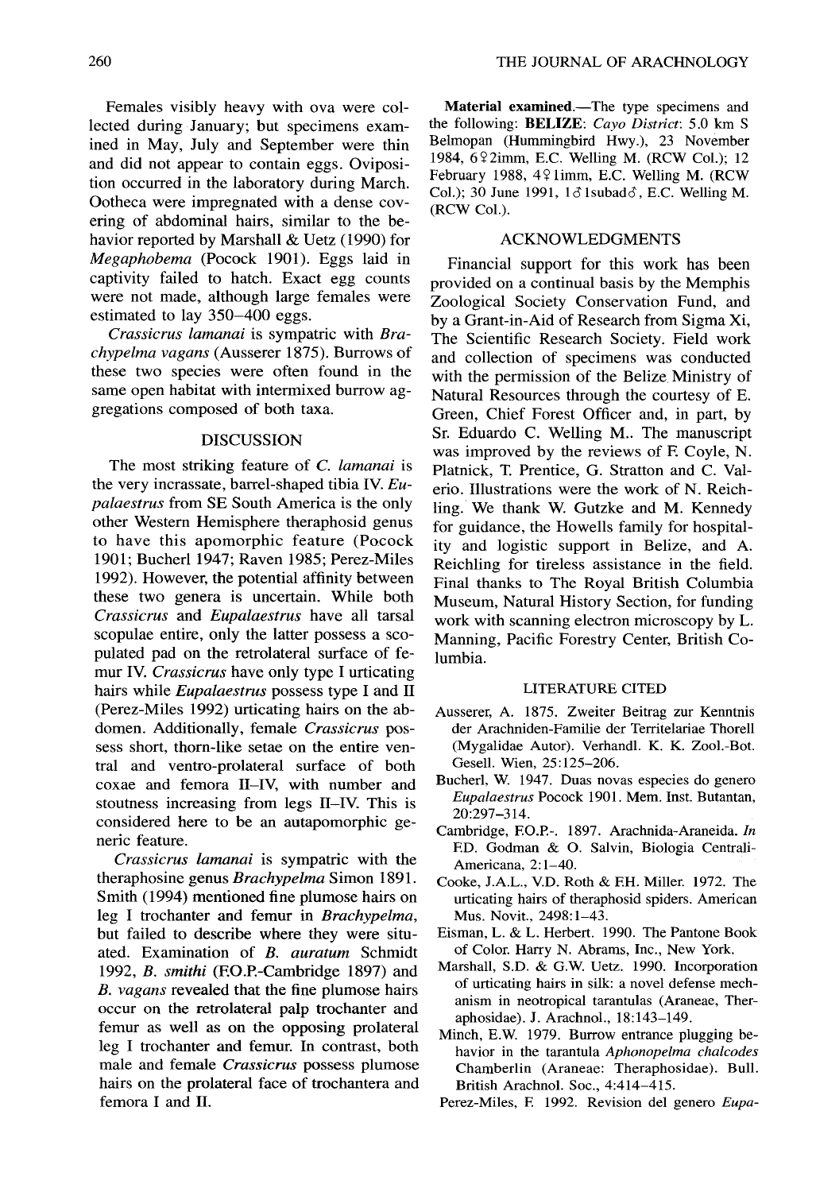Females visibly heavy with ova were collected during January; but specimens examined in May, July and September were thin and did not appear to contain eggs. Oviposition occurred in the laboratory during March. Ootheca were impregnated with a dense covering of abdominal hairs, similar to the behavior reported by Marshall & Uetz (1990) for *Megaphobema* (Pocock 1901). Eggs laid in captivity failed to hatch. Exact egg counts were not made, although large females were estimated to lay 350–400 eggs.

*Crassicrus lamanai* is sympatric with *Brachypelma vagans* (Ausserer 1875). Burrows of these two species were often found in the same open habitat with intermixed burrow aggregations composed of both taxa.

## DISCUSSION

The most striking feature of *C. lamanai* is the very incrassate, barrel-shaped tibia IV. *Eupalaestrus* from SE South America is the only other Western Hemisphere theraphosid genus to have this apomorphic feature (Pocock 1901; Bucherl 1947; Raven 1985; Perez-Miles 1992). However, the potential affinity between these two genera is uncertain. While both *Crassicrus* and *Eupalaestrus* have all tarsal scopulae entire, only the latter possess a scopulated pad on the retrolateral surface of femur IV. *Crassicrus* have only type I urticating hairs while *Eupalaestrus* possess type I and II (Perez-Miles 1992) urticating hairs on the abdomen. Additionally, female *Crassicrus* possess short, thorn-like setae on the entire ventral and ventro-prolateral surface of both coxae and femora II–IV, with number and stoutness increasing from legs II–IV. This is considered here to be an autapomorphic generic feature.

*Crassicrus lamanai* is sympatric with the theraphosine genus *Brachypelma* Simon 1891. Smith (1994) mentioned fine plumose hairs on leg I trochanter and femur in *Brachypelma*, but failed to describe where they were situated. Examination of *B. auratum* Schmidt 1992, *B. smithi* (F.O.P.-Cambridge 1897) and *B. vagans* revealed that the fine plumose hairs occur on the retrolateral palp trochanter and femur as well as on the opposing prolateral leg I trochanter and femur. In contrast, both male and female *Crassicrus* possess plumose hairs on the prolateral face of trochantera and femora I and II.

**Material examined.**—The type specimens and the following: **BELIZE**: *Cayo District*: 5.0 km S Belmopan (Hummingbird Hwy.), 23 November 1984, 6♀2imm, E.C. Welling M. (RCW Col.); 12 February 1988, 4♀1imm, E.C. Welling M. (RCW Col.); 30 June 1991, 1♂1subad♂, E.C. Welling M. (RCW Col.).

## ACKNOWLEDGMENTS

Financial support for this work has been provided on a continual basis by the Memphis Zoological Society Conservation Fund, and by a Grant-in-Aid of Research from Sigma Xi, The Scientific Research Society. Field work and collection of specimens was conducted with the permission of the Belize Ministry of Natural Resources through the courtesy of E. Green, Chief Forest Officer and, in part, by Sr. Eduardo C. Welling M.. The manuscript was improved by the reviews of F. Coyle, N. Platnick, T. Prentice, G. Stratton and C. Valerio. Illustrations were the work of N. Reichling. We thank W. Gutzke and M. Kennedy for guidance, the Howells family for hospitality and logistic support in Belize, and A. Reichling for tireless assistance in the field. Final thanks to The Royal British Columbia Museum, Natural History Section, for funding work with scanning electron microscopy by L. Manning, Pacific Forestry Center, British Columbia.

## LITERATURE CITED

Ausserer, A. 1875. Zweiter Beitrag zur Kenntnis der Arachniden-Familie der Territelariae Thorell (Mygalidae Autor). Verhandl. K. K. Zool.-Bot. Gesell. Wien, 25:125–206.

Bucherl, W. 1947. Duas novas especies do genero *Eupalaestrus* Pocock 1901. Mem. Inst. Butantan, 20:297–314.

Cambridge, F.O.P.-. 1897. Arachnida-Araneida. *In* F.D. Godman & O. Salvin, Biologia Centrali-Americana, 2:1–40.

Cooke, J.A.L., V.D. Roth & F.H. Miller. 1972. The urticating hairs of theraphosid spiders. American Mus. Novit., 2498:1–43.

Eisman, L. & L. Herbert. 1990. The Pantone Book of Color. Harry N. Abrams, Inc., New York.

Marshall, S.D. & G.W. Uetz. 1990. Incorporation of urticating hairs in silk: a novel defense mechanism in neotropical tarantulas (Araneae, Theraphosidae). J. Arachnol., 18:143–149.

Minch, E.W. 1979. Burrow entrance plugging behavior in the tarantula *Aphonopelma chalcodes* Chamberlin (Araneae: Theraphosidae). Bull. British Arachnol. Soc., 4:414–415.

Perez-Miles, F. 1992. Revision del genero *Eupa*-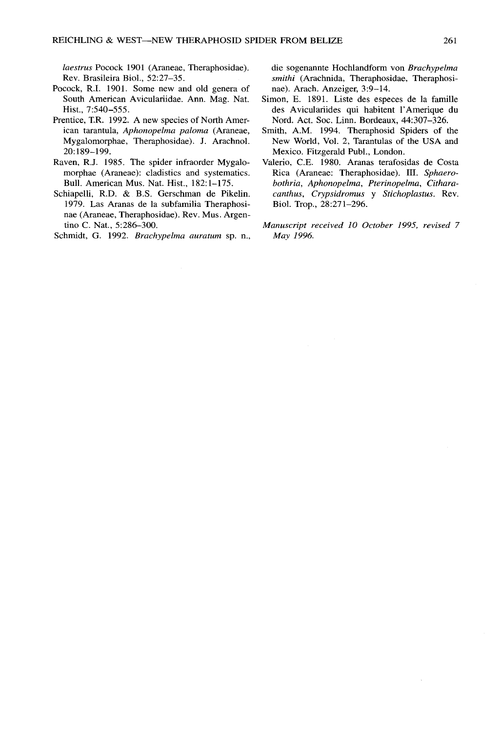*laestrus* Pocock 1901 (Araneae, Theraphosidae). Rev. Brasileira Biol., 52:27–35.

Pocock, R.I. 1901. Some new and old genera of South American Aviculariidae. Ann. Mag. Nat. Hist., 7:540–555.

Prentice, T.R. 1992. A new species of North American tarantula, *Aphonopelma paloma* (Araneae, Mygalomorphae, Theraphosidae). J. Arachnol. 20:189–199.

Raven, R.J. 1985. The spider infraorder Mygalomorphae (Araneae): cladistics and systematics. Bull. American Mus. Nat. Hist., 182:1–175.

Schiapelli, R.D. & B.S. Gerschman de Pikelin. 1979. Las Aranas de la subfamilia Theraphosinae (Araneae, Theraphosidae). Rev. Mus. Argentino C. Nat., 5:286–300.

Schmidt, G. 1992. *Brachypelma auratum* sp. n., die sogenannte Hochlandform von *Brachypelma smithi* (Arachnida, Theraphosidae, Theraphosinae). Arach. Anzeiger, 3:9–14.

Simon, E. 1891. Liste des especes de la famille des Aviculariides qui habitent l'Amerique du Nord. Act. Soc. Linn. Bordeaux, 44:307–326.

Smith, A.M. 1994. Theraphosid Spiders of the New World, Vol. 2, Tarantulas of the USA and Mexico. Fitzgerald Publ., London.

Valerio, C.E. 1980. Aranas terafosidas de Costa Rica (Araneae: Theraphosidae). III. *Sphaerobothria*, *Aphonopelma*, *Pterinopelma*, *Citharacanthus*, *Crypsidromus* y *Stichoplastus*. Rev. Biol. Trop., 28:271–296.

*Manuscript received 10 October 1995, revised 7 May 1996.*